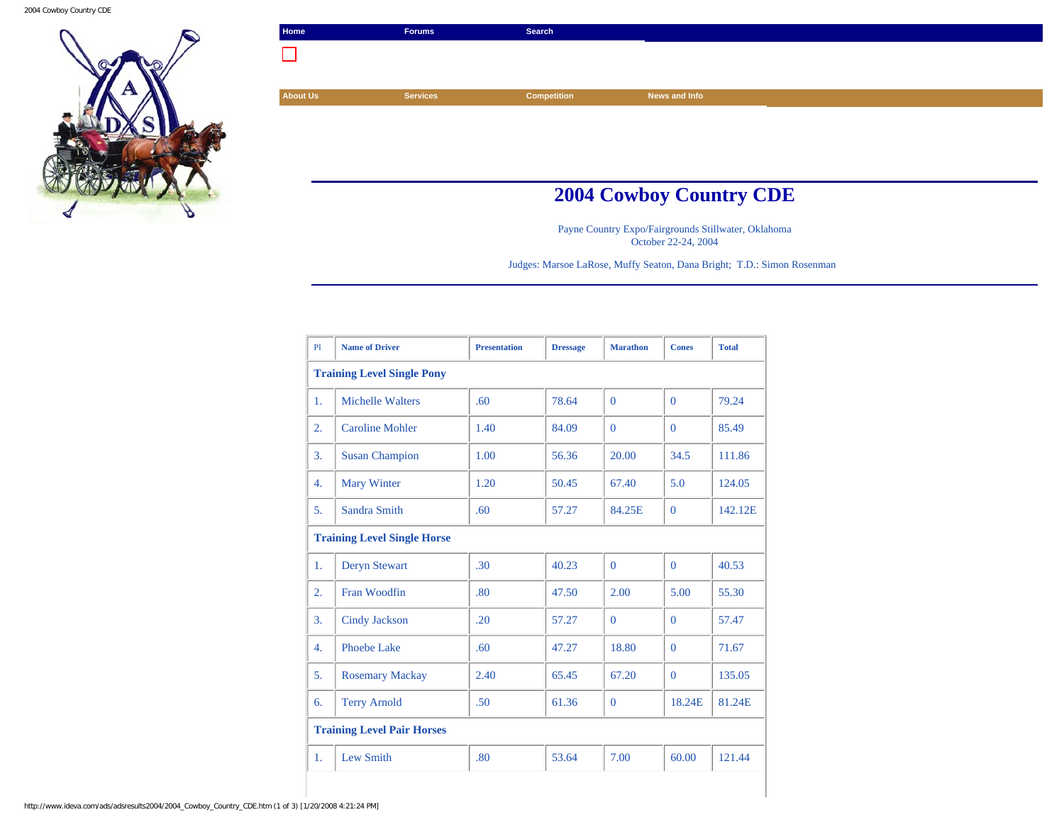Home | Forums | Search

About Us | Services | Competition | News and Info

# 2004 Cowboy Country CDE

Payne Country Expo/Fairgrounds Stillwater, Oklahoma
October 22-24, 2004

Judges: Marsoe LaRose, Muffy Seaton, Dana Bright; T.D.: Simon Rosenman

| Pl | Name of Driver | Presentation | Dressage | Marathon | Cones | Total |
|---|---|---|---|---|---|---|
| **Training Level Single Pony** | | | | | | |
| 1. | Michelle Walters | .60 | 78.64 | 0 | 0 | 79.24 |
| 2. | Caroline Mohler | 1.40 | 84.09 | 0 | 0 | 85.49 |
| 3. | Susan Champion | 1.00 | 56.36 | 20.00 | 34.5 | 111.86 |
| 4. | Mary Winter | 1.20 | 50.45 | 67.40 | 5.0 | 124.05 |
| 5. | Sandra Smith | .60 | 57.27 | 84.25E | 0 | 142.12E |
| **Training Level Single Horse** | | | | | | |
| 1. | Deryn Stewart | .30 | 40.23 | 0 | 0 | 40.53 |
| 2. | Fran Woodfin | .80 | 47.50 | 2.00 | 5.00 | 55.30 |
| 3. | Cindy Jackson | .20 | 57.27 | 0 | 0 | 57.47 |
| 4. | Phoebe Lake | .60 | 47.27 | 18.80 | 0 | 71.67 |
| 5. | Rosemary Mackay | 2.40 | 65.45 | 67.20 | 0 | 135.05 |
| 6. | Terry Arnold | .50 | 61.36 | 0 | 18.24E | 81.24E |
| **Training Level Pair Horses** | | | | | | |
| 1. | Lew Smith | .80 | 53.64 | 7.00 | 60.00 | 121.44 |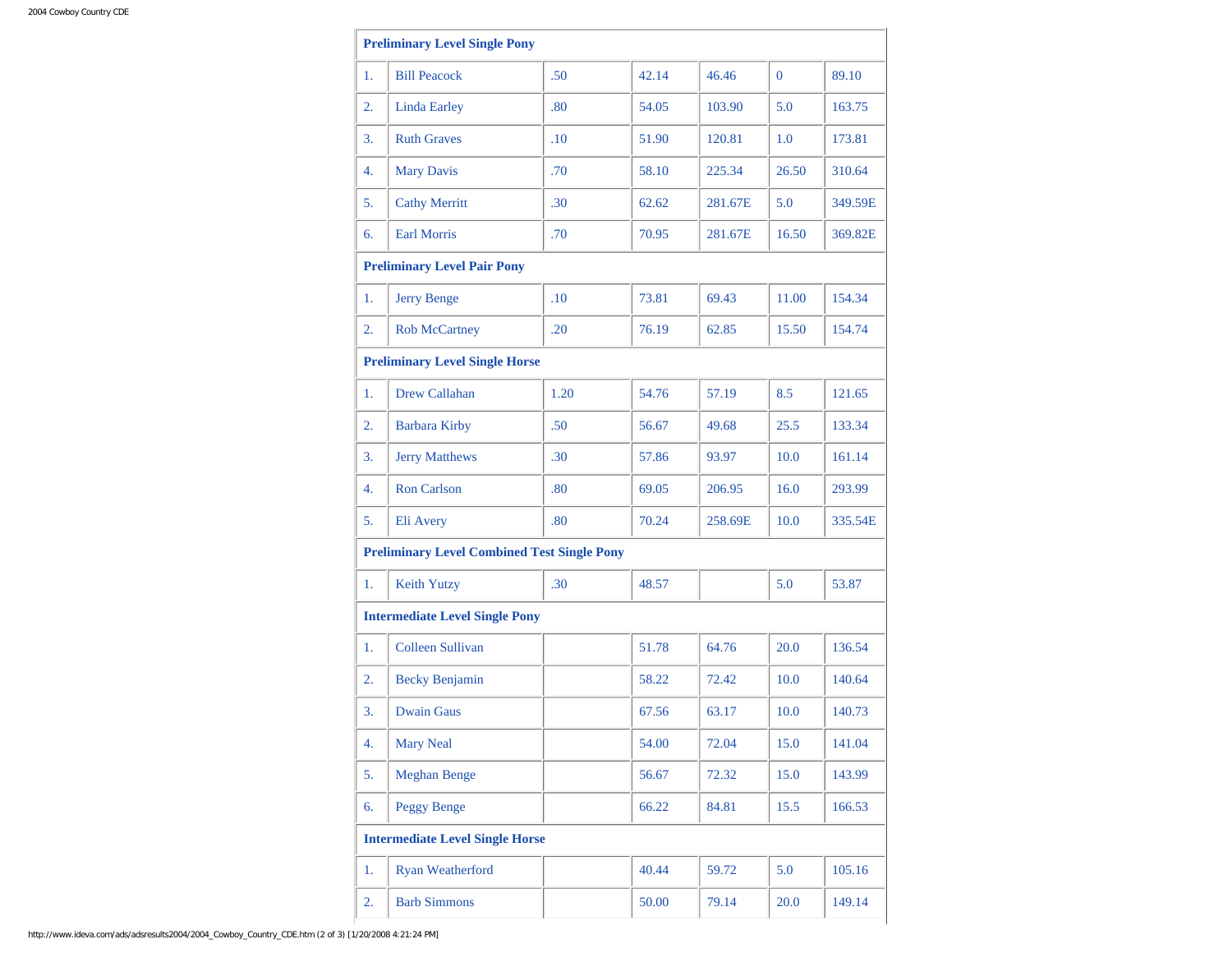| Preliminary Level Single Pony | | | | | | |
|---|---|---|---|---|---|---|
| 1. | Bill Peacock | .50 | 42.14 | 46.46 | 0 | 89.10 |
| 2. | Linda Earley | .80 | 54.05 | 103.90 | 5.0 | 163.75 |
| 3. | Ruth Graves | .10 | 51.90 | 120.81 | 1.0 | 173.81 |
| 4. | Mary Davis | .70 | 58.10 | 225.34 | 26.50 | 310.64 |
| 5. | Cathy Merritt | .30 | 62.62 | 281.67E | 5.0 | 349.59E |
| 6. | Earl Morris | .70 | 70.95 | 281.67E | 16.50 | 369.82E |
| **Preliminary Level Pair Pony** | | | | | | |
| 1. | Jerry Benge | .10 | 73.81 | 69.43 | 11.00 | 154.34 |
| 2. | Rob McCartney | .20 | 76.19 | 62.85 | 15.50 | 154.74 |
| **Preliminary Level Single Horse** | | | | | | |
| 1. | Drew Callahan | 1.20 | 54.76 | 57.19 | 8.5 | 121.65 |
| 2. | Barbara Kirby | .50 | 56.67 | 49.68 | 25.5 | 133.34 |
| 3. | Jerry Matthews | .30 | 57.86 | 93.97 | 10.0 | 161.14 |
| 4. | Ron Carlson | .80 | 69.05 | 206.95 | 16.0 | 293.99 |
| 5. | Eli Avery | .80 | 70.24 | 258.69E | 10.0 | 335.54E |
| **Preliminary Level Combined Test Single Pony** | | | | | | |
| 1. | Keith Yutzy | .30 | 48.57 | | 5.0 | 53.87 |
| **Intermediate Level Single Pony** | | | | | | |
| 1. | Colleen Sullivan | | 51.78 | 64.76 | 20.0 | 136.54 |
| 2. | Becky Benjamin | | 58.22 | 72.42 | 10.0 | 140.64 |
| 3. | Dwain Gaus | | 67.56 | 63.17 | 10.0 | 140.73 |
| 4. | Mary Neal | | 54.00 | 72.04 | 15.0 | 141.04 |
| 5. | Meghan Benge | | 56.67 | 72.32 | 15.0 | 143.99 |
| 6. | Peggy Benge | | 66.22 | 84.81 | 15.5 | 166.53 |
| **Intermediate Level Single Horse** | | | | | | |
| 1. | Ryan Weatherford | | 40.44 | 59.72 | 5.0 | 105.16 |
| 2. | Barb Simmons | | 50.00 | 79.14 | 20.0 | 149.14 |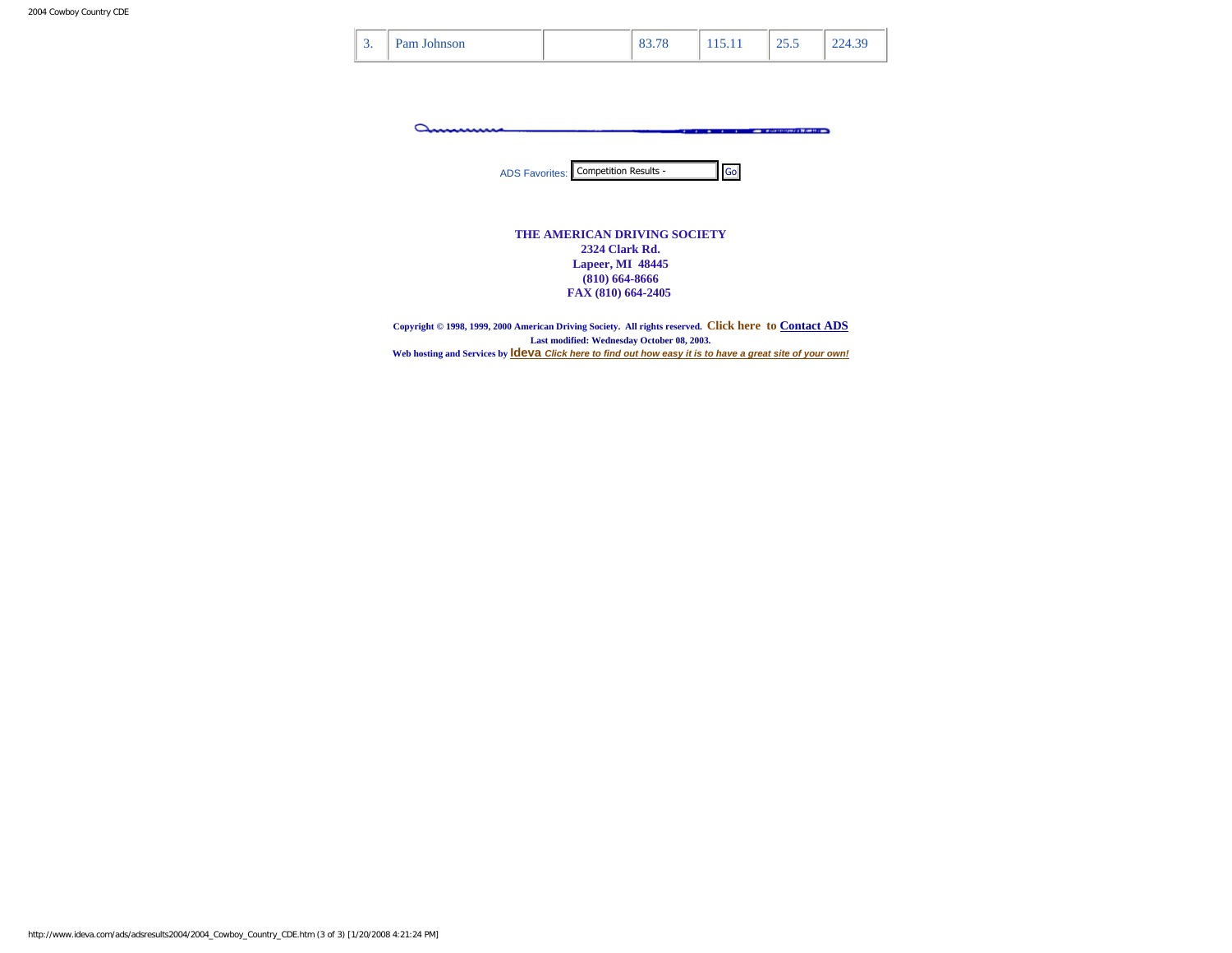| | | | | | | |
|---|---|---|---|---|---|---|
| 3. | Pam Johnson | | 83.78 | 115.11 | 25.5 | 224.39 |

ADS Favorites: Competition Results - Go

**THE AMERICAN DRIVING SOCIETY**
**2324 Clark Rd.**
**Lapeer, MI 48445**
**(810) 664-8666**
**FAX (810) 664-2405**

**Copyright © 1998, 1999, 2000 American Driving Society. All rights reserved. Click here to Contact ADS**
**Last modified: Wednesday October 08, 2003.**
**Web hosting and Services by Ideva** ***Click here to find out how easy it is to have a great site of your own!***